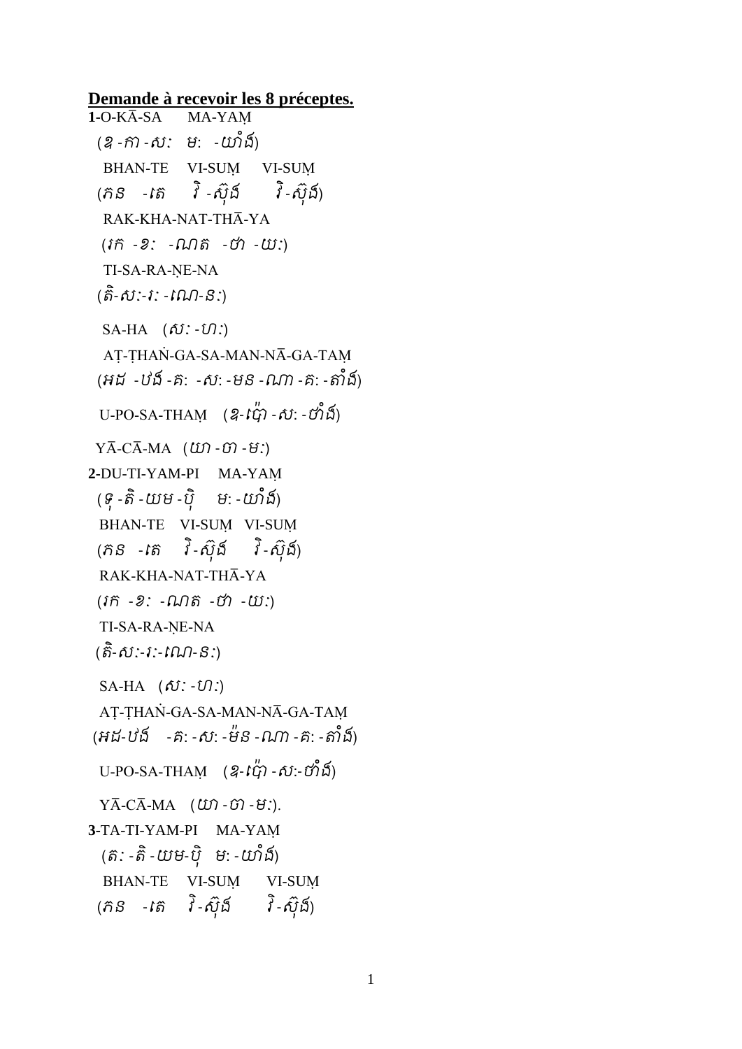**Demande à recevoir les 8 préceptes.**

**1**-O-KĀ-SA MA-YAṂ

(ឱ-កា-សៈ ម:-យាំង៍)

BHAN-TE VI-SUṂ VI-SUṂ

(ភន-តេ វិ-ស៊ុង៍ វិ-ស៊ុង៍)

RAK-KHA-NAT-THĀ-YA

(រក-ខៈ-ណាត-ថា-យ:)

TI-SA-RA-ṆE-NA

(តិ-សៈ-រៈ-ណេ-នៈ)

SA-HA (សៈ-ហៈ)

AṬ-ṬHAṄ-GA-SA-MAN-NĀ-GA-TAṂ

(អដ-ឋង៍-គ:-ស:-មន-ណា-គ:-តាំង៍)

U-PO-SA-THAṂ (ឧ-ប៉ោ-ស:-ថាំង៍)

YĀ-CĀ-MA (យា-ចា-ម:)

**2**-DU-TI-YAM-PI MA-YAṂ

(ទុ-តិ-យម-ប៉ិ ម:-យាំង៍)

BHAN-TE VI-SUṂ VI-SUṂ

(ភន-តេ វិ-ស៊ុង៍ វិ-ស៊ុង៍)

RAK-KHA-NAT-THĀ-YA

(រក-ខៈ-ណាត-ថា-យ:)

TI-SA-RA-ṆE-NA

(តិ-សៈ-រៈ-ណេ-នៈ)

SA-HA (សៈ-ហៈ)

AṬ-ṬHAṄ-GA-SA-MAN-NĀ-GA-TAṂ

(អដ-ឋង៍-គ:-ស:-ម៉ន-ណា-គ:-តាំង៍)

U-PO-SA-THAṂ (ឧ-ប៉ោ-ស:-ថាំង៍)

YĀ-CĀ-MA (យា-ចា-ម:).

**3**-TA-TI-YAM-PI MA-YAṂ

(តៈ-តិ-យម-ប៉ិ ម:-យាំង៍)

BHAN-TE VI-SUṂ VI-SUṂ

(ភន-តេ វិ-ស៊ុង៍ វិ-ស៊ុង៍)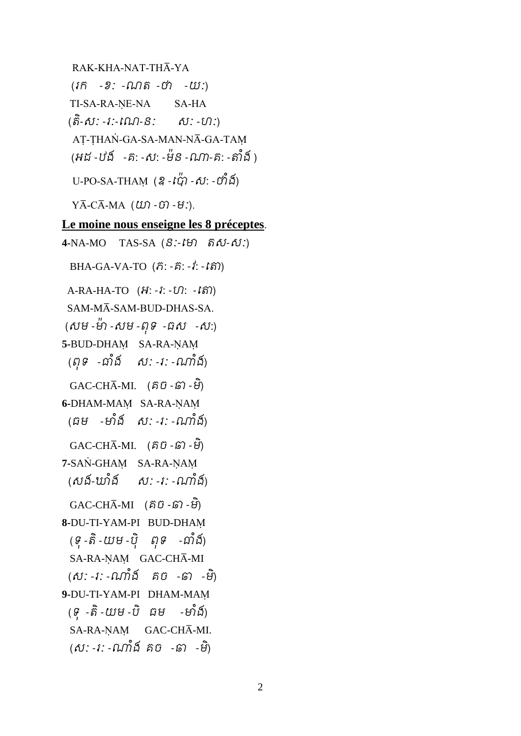RAK-KHA-NAT-THĀ-YA

(រក -ខ: -ណត -ថា -យ:)

TI-SA-RA-ṆE-NA SA-HA

(តិ-ស: -រ:-ណេ-ន: ស: -ហ:)

AṬ-ṬHAṄ-GA-SA-MAN-NĀ-GA-TAṂ

(អដ -ឋង -គ: -ស: -ម៉ន -ណា-គ: -តាំង )

U-PO-SA-THAṂ (ឧ -ប៉ោ -ស: -ថាំង)

YĀ-CĀ-MA (យា -ចា -ម:).

**Le moine nous enseigne les 8 préceptes**.

**4**-NA-MO TAS-SA (ន:-មោ តស-ស:)

BHA-GA-VA-TO (ភ: -គ: -វ: -តោ)

A-RA-HA-TO (អ: -រ: -ហ: -តោ)

SAM-MĀ-SAM-BUD-DHAS-SA.

(សម -ម៉ា -សម -ពុទ -ធស -ស:)

**5**-BUD-DHAṂ SA-RA-ṆAṂ

(ពុទ -ធាំង ស: -រ: -ណាំង)

GAC-CHĀ-MI. (គច -ឆា -មិ)

**6**-DHAM-MAṂ SA-RA-ṆAṂ

(ធម -មាំង ស: -រ: -ណាំង)

GAC-CHĀ-MI. (គច -ឆា -មិ)

**7**-SAṄ-GHAṂ SA-RA-ṆAṂ

(សង-ឃាំង ស: -រ: -ណាំង)

GAC-CHĀ-MI (គច -ឆា -មិ)

**8**-DU-TI-YAM-PI BUD-DHAṂ

(ទុ -តិ -យម -ប៉ិ ពុទ -ធាំង)

SA-RA-ṆAṂ GAC-CHĀ-MI

(ស: -រ: -ណាំង គច -ឆា -មិ)

**9**-DU-TI-YAM-PI DHAM-MAṂ

(ទុ -តិ -យម -បិ ធម -មាំង)

SA-RA-ṆAṂ GAC-CHĀ-MI.

(ស: -រ: -ណាំង គច -ឆា -មិ)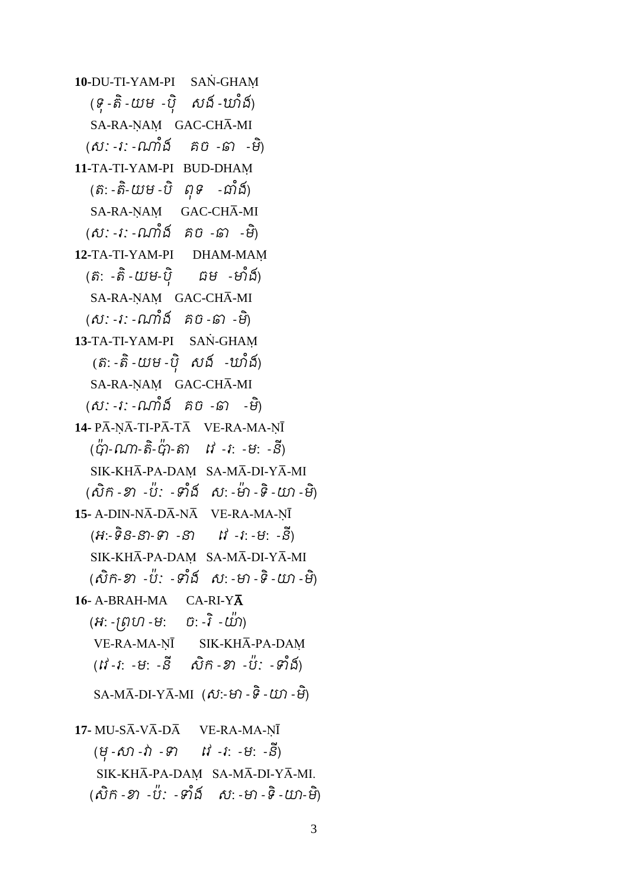**10**-DU-TI-YAM-PI SAṄ-GHAṂ

(ទុ-តិ-យម-ប៉ិ សង៍-ឃាំង៍)

SA-RA-ṆAṂ GAC-CHĀ-MI

(ស:-រ:-ណាំង៍ គច-ឆា -មិ)

**11**-TA-TI-YAM-PI BUD-DHAṂ

(ត:-តិ-យម-បិ ពុទ -ធាំង៍)

SA-RA-ṆAṂ GAC-CHĀ-MI

(ស:-រ:-ណាំង៍ គច -ឆា -មិ)

**12**-TA-TI-YAM-PI DHAM-MAṂ

(ត: -តិ-យម-ប៉ិ ធម -មាំង៍)

SA-RA-ṆAṂ GAC-CHĀ-MI

(ស:-រ:-ណាំង៍ គច-ឆា -មិ)

**13**-TA-TI-YAM-PI SAṄ-GHAṂ

(ត:-តិ-យម-ប៉ិ សង៍ -ឃាំង៍)

SA-RA-ṆAṂ GAC-CHĀ-MI

(ស:-រ:-ណាំង៍ គច -ឆា -មិ)

**14**- PĀ-ṆĀ-TI-PĀ-TĀ VE-RA-MA-ṆĪ

(ប៉ា-ណា-តិ-ប៉ា-តា វេ -រ: -ម: -នី)

SIK-KHĀ-PA-DAṂ SA-MĀ-DI-YĀ-MI

(សិក-ខា -ប៉: -ទាំង៍ ស:-ម៉ា-ទិ-យា-មិ)

**15**- A-DIN-NĀ-DĀ-NĀ VE-RA-MA-ṆĪ

(អ:-ទិន-នា-ទា -នា វេ -រ:-ម: -នី)

SIK-KHĀ-PA-DAṂ SA-MĀ-DI-YĀ-MI

(សិក-ខា -ប៉: -ទាំង៍ ស:-មា-ទិ-យា-មិ)

**16**- A-BRAH-MA CA-RI-Y**Ā**

(អ:-ព្រហ-ម: ច:-រិ -យ៉ា)

VE-RA-MA-ṆĪ SIK-KHĀ-PA-DAṂ

(វេ-រ: -ម: -នី សិក-ខា -ប៉: -ទាំង៍)

SA-MĀ-DI-YĀ-MI (ស:-មា-ទិ-យា-មិ)

**17**- MU-SĀ-VĀ-DĀ VE-RA-MA-ṆĪ

(មុ-សា-វា -ទា វេ -រ: -ម: -នី)

SIK-KHĀ-PA-DAṂ SA-MĀ-DI-YĀ-MI.

(សិក-ខា -ប៉: -ទាំង៍ ស:-មា-ទិ-យា-មិ)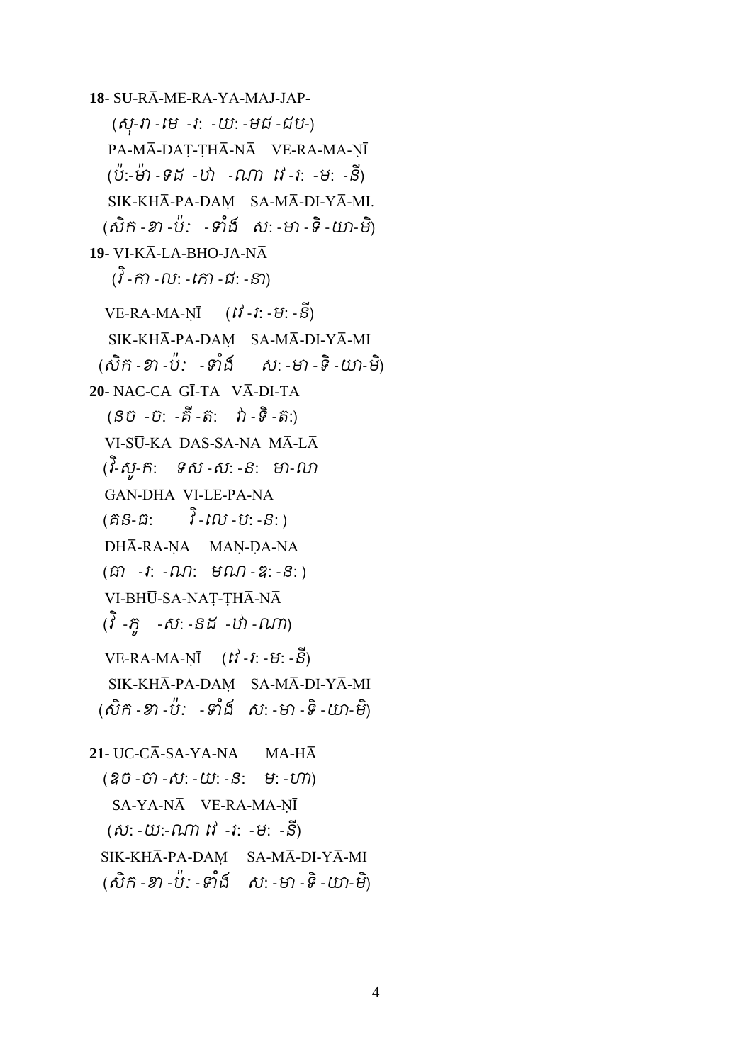**18**- SU-RĀ-ME-RA-YA-MAJ-JAP-

(សុ-រា -មេ -រ: -យ: -មជ -ជប-)

PA-MĀ-DAṬ-ṬHĀ-NĀ VE-RA-MA-ṆĪ

(ប៉:-ម៉ា -ទដ -ឋា -ណា វេ -រ: -ម: -នី)

SIK-KHĀ-PA-DAṂ SA-MĀ-DI-YĀ-MI.

(សិក -ខា -ប៉: -ទាំង ស: -មា -ទិ -យា-មិ)

**19**- VI-KĀ-LA-BHO-JA-NĀ

(វិ -កា -ល: -ភោ -ជ: -នា)

VE-RA-MA-ṆĪ (វេ -រ: -ម: -នី)

SIK-KHĀ-PA-DAṂ SA-MĀ-DI-YĀ-MI

(សិក -ខា -ប៉: -ទាំង ស: -មា -ទិ -យា-មិ)

**20**- NAC-CA GĪ-TA VĀ-DI-TA

(នច -ច: -គី -ត: វា -ទិ -ត:)

VI-SŪ-KA DAS-SA-NA MĀ-LĀ

(វិ-សូ-ក: ទស -ស: -ន: មា-លា

GAN-DHA VI-LE-PA-NA

(គន-ធ: វិ -លេ -ប: -ន: )

DHĀ-RA-ṆA MAṆ-ḌA-NA

(ធា -រ: -ណ: មណ -ឌ: -ន: )

VI-BHŪ-SA-NAṬ-ṬHĀ-NĀ

(វិ -ភូ -ស: -នដ -ឋា -ណា)

VE-RA-MA-ṆĪ (វេ -រ: -ម: -នី)

SIK-KHĀ-PA-DAṂ SA-MĀ-DI-YĀ-MI

(សិក -ខា -ប៉: -ទាំង ស: -មា -ទិ -យា-មិ)

**21**- UC-CĀ-SA-YA-NA MA-HĀ

(ឧច -ចា -ស: -យ: -ន: ម: -ហា)

SA-YA-NĀ VE-RA-MA-ṆĪ

(ស: -យ:-ណា វេ -រ: -ម: -នី)

SIK-KHĀ-PA-DAṂ SA-MĀ-DI-YĀ-MI

(សិក -ខា -ប៉: -ទាំង ស: -មា -ទិ -យា-មិ)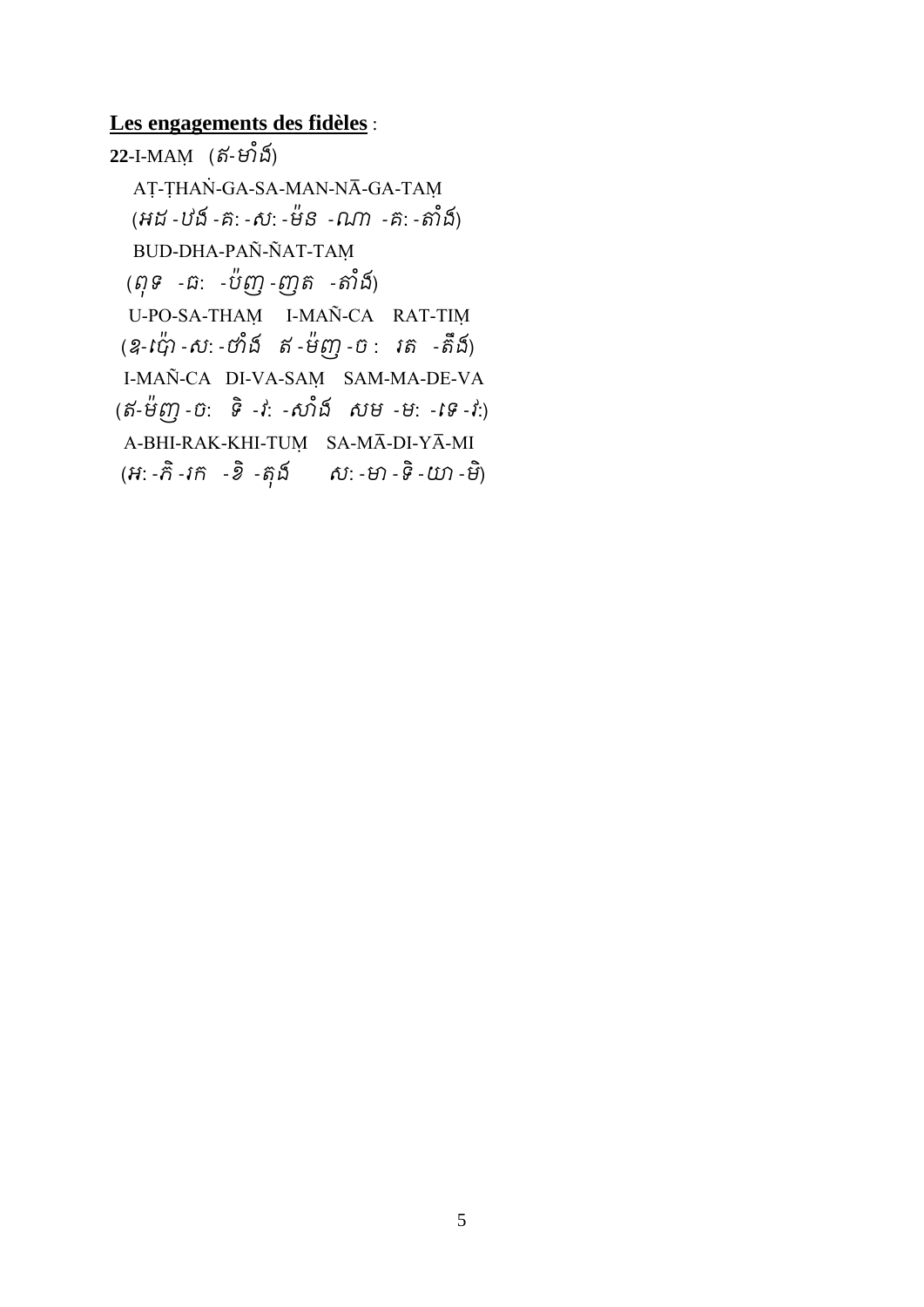**Les engagements des fidèles** :

**22**-I-MAṂ (ឥ-មាំង៍)

AṬ-ṬHAṄ-GA-SA-MAN-NĀ-GA-TAṂ

(អដ -ឋង៍ -គៈ -សៈ -ម៉ន -ណា -គៈ -តាំង៍)

BUD-DHA-PAÑ-ÑAT-TAṂ

(ពុទ -ធៈ -ប៉ញ -ញត -តាំង៍)

U-PO-SA-THAṂ I-MAÑ-CA RAT-TIṂ

(ឧ-ប៉ោ -សៈ -ថាំង៍ ឥ -ម៉ញ -ចៈ រត -តឹង៍)

I-MAÑ-CA DI-VA-SAṂ SAM-MA-DE-VA

(ឥ-ម៉ញ -ចៈ ទិ -វៈ -សាំង៍ សម -មៈ -ទេ -វៈ)

A-BHI-RAK-KHI-TUṂ SA-MĀ-DI-YĀ-MI

(អៈ -ភិ -រក -ខិ -តុង៍ សៈ -មា -ទិ -យា -មិ)